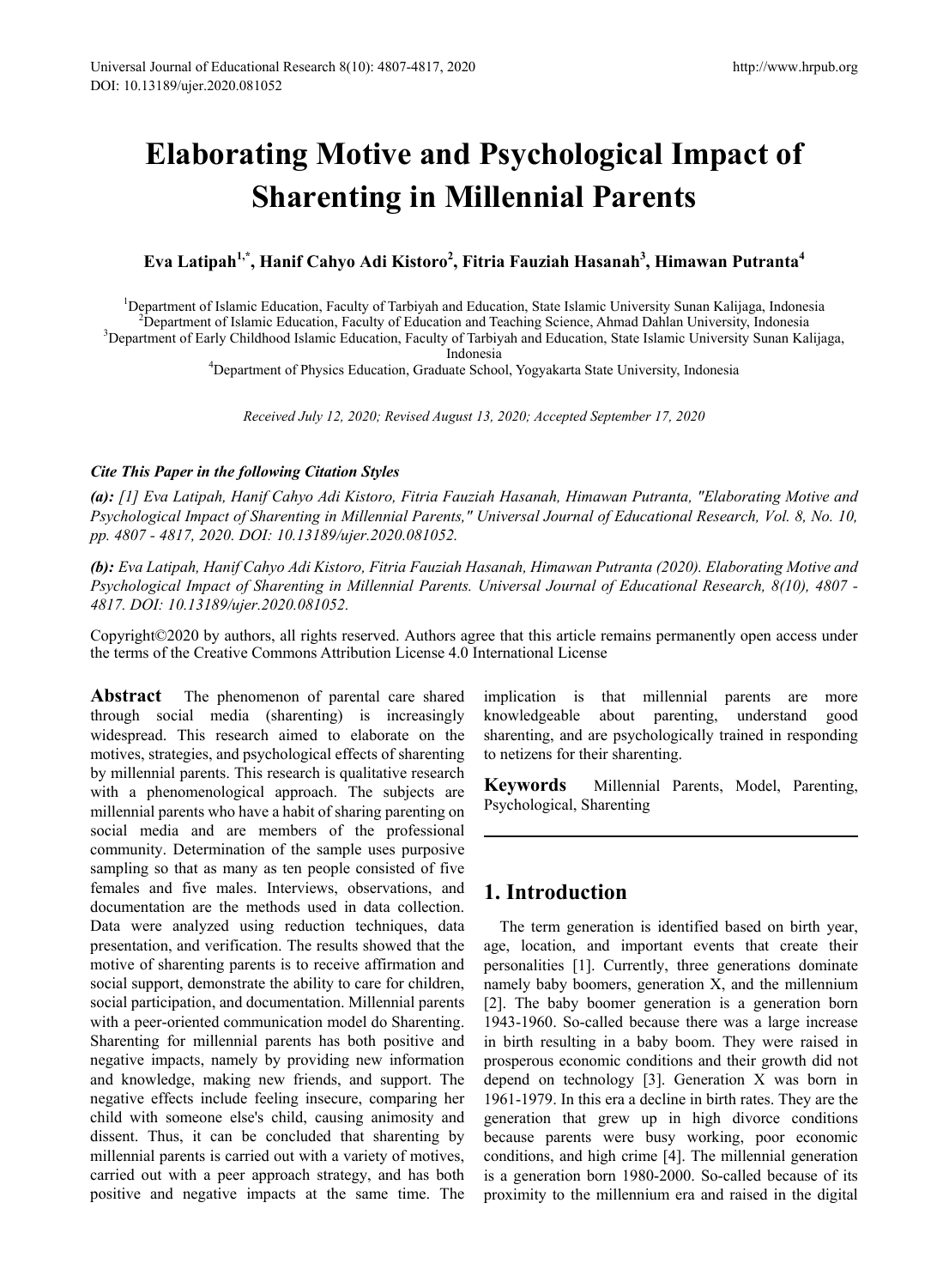# Elaborating Motive and Psychological Impact of Sharenting in Millennial Parents

**Eva Latipah[1,*], Hanif Cahyo Adi Kistoro[2], Fitria Fauziah Hasanah[3], Himawan Putranta[4]**

[1]Department of Islamic Education, Faculty of Tarbiyah and Education, State Islamic University Sunan Kalijaga, Indonesia
[2]Department of Islamic Education, Faculty of Education and Teaching Science, Ahmad Dahlan University, Indonesia
[3]Department of Early Childhood Islamic Education, Faculty of Tarbiyah and Education, State Islamic University Sunan Kalijaga, Indonesia
[4]Department of Physics Education, Graduate School, Yogyakarta State University, Indonesia

*Received July 12, 2020; Revised August 13, 2020; Accepted September 17, 2020*

***Cite This Paper in the following Citation Styles***

***(a):*** *[1] Eva Latipah, Hanif Cahyo Adi Kistoro, Fitria Fauziah Hasanah, Himawan Putranta, "Elaborating Motive and Psychological Impact of Sharenting in Millennial Parents," Universal Journal of Educational Research, Vol. 8, No. 10, pp. 4807 - 4817, 2020. DOI: 10.13189/ujer.2020.081052.*

***(b):*** *Eva Latipah, Hanif Cahyo Adi Kistoro, Fitria Fauziah Hasanah, Himawan Putranta (2020). Elaborating Motive and Psychological Impact of Sharenting in Millennial Parents. Universal Journal of Educational Research, 8(10), 4807 - 4817. DOI: 10.13189/ujer.2020.081052.*

Copyright©2020 by authors, all rights reserved. Authors agree that this article remains permanently open access under the terms of the Creative Commons Attribution License 4.0 International License

**Abstract** The phenomenon of parental care shared through social media (sharenting) is increasingly widespread. This research aimed to elaborate on the motives, strategies, and psychological effects of sharenting by millennial parents. This research is qualitative research with a phenomenological approach. The subjects are millennial parents who have a habit of sharing parenting on social media and are members of the professional community. Determination of the sample uses purposive sampling so that as many as ten people consisted of five females and five males. Interviews, observations, and documentation are the methods used in data collection. Data were analyzed using reduction techniques, data presentation, and verification. The results showed that the motive of sharenting parents is to receive affirmation and social support, demonstrate the ability to care for children, social participation, and documentation. Millennial parents with a peer-oriented communication model do Sharenting. Sharenting for millennial parents has both positive and negative impacts, namely by providing new information and knowledge, making new friends, and support. The negative effects include feeling insecure, comparing her child with someone else's child, causing animosity and dissent. Thus, it can be concluded that sharenting by millennial parents is carried out with a variety of motives, carried out with a peer approach strategy, and has both positive and negative impacts at the same time. The implication is that millennial parents are more knowledgeable about parenting, understand good sharenting, and are psychologically trained in responding to netizens for their sharenting.

**Keywords** Millennial Parents, Model, Parenting, Psychological, Sharenting

## 1. Introduction

The term generation is identified based on birth year, age, location, and important events that create their personalities [1]. Currently, three generations dominate namely baby boomers, generation X, and the millennium [2]. The baby boomer generation is a generation born 1943-1960. So-called because there was a large increase in birth resulting in a baby boom. They were raised in prosperous economic conditions and their growth did not depend on technology [3]. Generation X was born in 1961-1979. In this era a decline in birth rates. They are the generation that grew up in high divorce conditions because parents were busy working, poor economic conditions, and high crime [4]. The millennial generation is a generation born 1980-2000. So-called because of its proximity to the millennium era and raised in the digital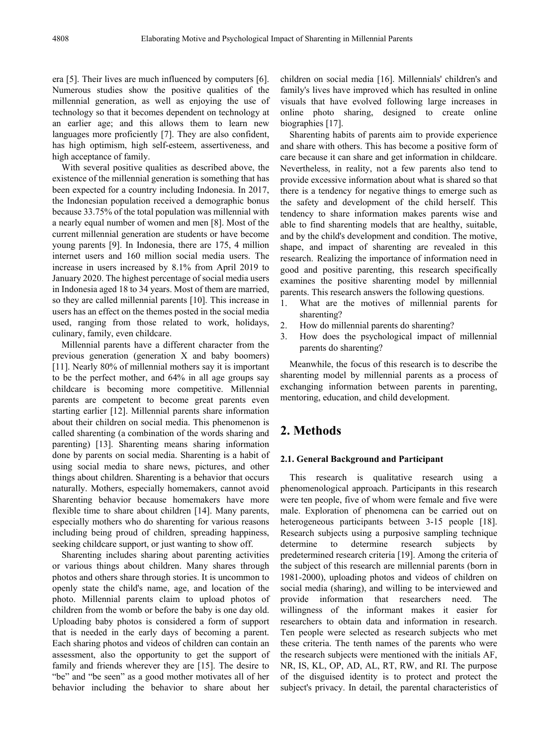era [5]. Their lives are much influenced by computers [6]. Numerous studies show the positive qualities of the millennial generation, as well as enjoying the use of technology so that it becomes dependent on technology at an earlier age; and this allows them to learn new languages more proficiently [7]. They are also confident, has high optimism, high self-esteem, assertiveness, and high acceptance of family.

With several positive qualities as described above, the existence of the millennial generation is something that has been expected for a country including Indonesia. In 2017, the Indonesian population received a demographic bonus because 33.75% of the total population was millennial with a nearly equal number of women and men [8]. Most of the current millennial generation are students or have become young parents [9]. In Indonesia, there are 175, 4 million internet users and 160 million social media users. The increase in users increased by 8.1% from April 2019 to January 2020. The highest percentage of social media users in Indonesia aged 18 to 34 years. Most of them are married, so they are called millennial parents [10]. This increase in users has an effect on the themes posted in the social media used, ranging from those related to work, holidays, culinary, family, even childcare.

Millennial parents have a different character from the previous generation (generation X and baby boomers) [11]. Nearly 80% of millennial mothers say it is important to be the perfect mother, and 64% in all age groups say childcare is becoming more competitive. Millennial parents are competent to become great parents even starting earlier [12]. Millennial parents share information about their children on social media. This phenomenon is called sharenting (a combination of the words sharing and parenting) [13]. Sharenting means sharing information done by parents on social media. Sharenting is a habit of using social media to share news, pictures, and other things about children. Sharenting is a behavior that occurs naturally. Mothers, especially homemakers, cannot avoid Sharenting behavior because homemakers have more flexible time to share about children [14]. Many parents, especially mothers who do sharenting for various reasons including being proud of children, spreading happiness, seeking childcare support, or just wanting to show off.

Sharenting includes sharing about parenting activities or various things about children. Many shares through photos and others share through stories. It is uncommon to openly state the child's name, age, and location of the photo. Millennial parents claim to upload photos of children from the womb or before the baby is one day old. Uploading baby photos is considered a form of support that is needed in the early days of becoming a parent. Each sharing photos and videos of children can contain an assessment, also the opportunity to get the support of family and friends wherever they are [15]. The desire to "be" and "be seen" as a good mother motivates all of her behavior including the behavior to share about her children on social media [16]. Millennials' children's and family's lives have improved which has resulted in online visuals that have evolved following large increases in online photo sharing, designed to create online biographies [17].

Sharenting habits of parents aim to provide experience and share with others. This has become a positive form of care because it can share and get information in childcare. Nevertheless, in reality, not a few parents also tend to provide excessive information about what is shared so that there is a tendency for negative things to emerge such as the safety and development of the child herself. This tendency to share information makes parents wise and able to find sharenting models that are healthy, suitable, and by the child's development and condition. The motive, shape, and impact of sharenting are revealed in this research. Realizing the importance of information need in good and positive parenting, this research specifically examines the positive sharenting model by millennial parents. This research answers the following questions.

1. What are the motives of millennial parents for sharenting?
2. How do millennial parents do sharenting?
3. How does the psychological impact of millennial parents do sharenting?

Meanwhile, the focus of this research is to describe the sharenting model by millennial parents as a process of exchanging information between parents in parenting, mentoring, education, and child development.

## 2. Methods

### 2.1. General Background and Participant

This research is qualitative research using a phenomenological approach. Participants in this research were ten people, five of whom were female and five were male. Exploration of phenomena can be carried out on heterogeneous participants between 3-15 people [18]. Research subjects using a purposive sampling technique determine to determine research subjects by predetermined research criteria [19]. Among the criteria of the subject of this research are millennial parents (born in 1981-2000), uploading photos and videos of children on social media (sharing), and willing to be interviewed and provide information that researchers need. The willingness of the informant makes it easier for researchers to obtain data and information in research. Ten people were selected as research subjects who met these criteria. The tenth names of the parents who were the research subjects were mentioned with the initials AF, NR, IS, KL, OP, AD, AL, RT, RW, and RI. The purpose of the disguised identity is to protect and protect the subject's privacy. In detail, the parental characteristics of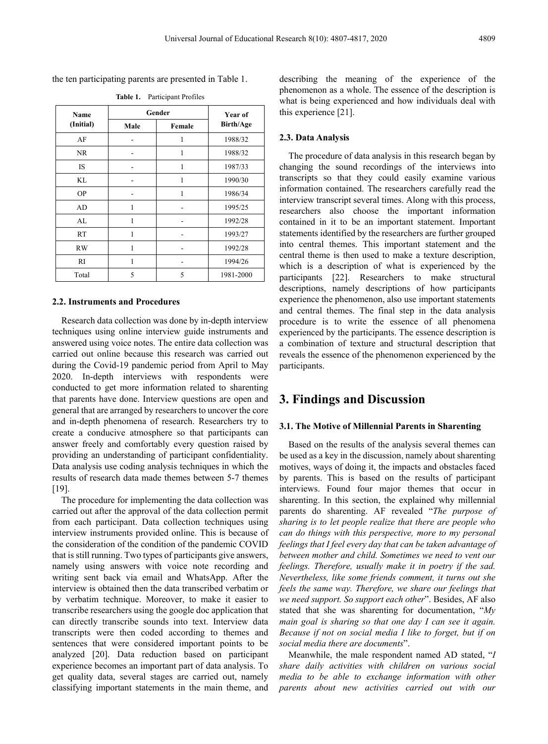the ten participating parents are presented in Table 1.

**Table 1.** Participant Profiles

| Name (Initial) | Gender | | Year of Birth/Age |
|---|---|---|---|
| | Male | Female | |
| AF | - | 1 | 1988/32 |
| NR | - | 1 | 1988/32 |
| IS | - | 1 | 1987/33 |
| KL | - | 1 | 1990/30 |
| OP | - | 1 | 1986/34 |
| AD | 1 | - | 1995/25 |
| AL | 1 | - | 1992/28 |
| RT | 1 | - | 1993/27 |
| RW | 1 | - | 1992/28 |
| RI | 1 | - | 1994/26 |
| Total | 5 | 5 | 1981-2000 |

### 2.2. Instruments and Procedures

Research data collection was done by in-depth interview techniques using online interview guide instruments and answered using voice notes. The entire data collection was carried out online because this research was carried out during the Covid-19 pandemic period from April to May 2020. In-depth interviews with respondents were conducted to get more information related to sharenting that parents have done. Interview questions are open and general that are arranged by researchers to uncover the core and in-depth phenomena of research. Researchers try to create a conducive atmosphere so that participants can answer freely and comfortably every question raised by providing an understanding of participant confidentiality. Data analysis use coding analysis techniques in which the results of research data made themes between 5-7 themes [19].

The procedure for implementing the data collection was carried out after the approval of the data collection permit from each participant. Data collection techniques using interview instruments provided online. This is because of the consideration of the condition of the pandemic COVID that is still running. Two types of participants give answers, namely using answers with voice note recording and writing sent back via email and WhatsApp. After the interview is obtained then the data transcribed verbatim or by verbatim technique. Moreover, to make it easier to transcribe researchers using the google doc application that can directly transcribe sounds into text. Interview data transcripts were then coded according to themes and sentences that were considered important points to be analyzed [20]. Data reduction based on participant experience becomes an important part of data analysis. To get quality data, several stages are carried out, namely classifying important statements in the main theme, and describing the meaning of the experience of the phenomenon as a whole. The essence of the description is what is being experienced and how individuals deal with this experience [21].

### 2.3. Data Analysis

The procedure of data analysis in this research began by changing the sound recordings of the interviews into transcripts so that they could easily examine various information contained. The researchers carefully read the interview transcript several times. Along with this process, researchers also choose the important information contained in it to be an important statement. Important statements identified by the researchers are further grouped into central themes. This important statement and the central theme is then used to make a texture description, which is a description of what is experienced by the participants [22]. Researchers to make structural descriptions, namely descriptions of how participants experience the phenomenon, also use important statements and central themes. The final step in the data analysis procedure is to write the essence of all phenomena experienced by the participants. The essence description is a combination of texture and structural description that reveals the essence of the phenomenon experienced by the participants.

## 3. Findings and Discussion

### 3.1. The Motive of Millennial Parents in Sharenting

Based on the results of the analysis several themes can be used as a key in the discussion, namely about sharenting motives, ways of doing it, the impacts and obstacles faced by parents. This is based on the results of participant interviews. Found four major themes that occur in sharenting. In this section, the explained why millennial parents do sharenting. AF revealed "*The purpose of sharing is to let people realize that there are people who can do things with this perspective, more to my personal feelings that I feel every day that can be taken advantage of between mother and child. Sometimes we need to vent our feelings. Therefore, usually make it in poetry if the sad. Nevertheless, like some friends comment, it turns out she feels the same way. Therefore, we share our feelings that we need support. So support each other*". Besides, AF also stated that she was sharenting for documentation, "*My main goal is sharing so that one day I can see it again. Because if not on social media I like to forget, but if on social media there are documents*".

Meanwhile, the male respondent named AD stated, "*I share daily activities with children on various social media to be able to exchange information with other parents about new activities carried out with our*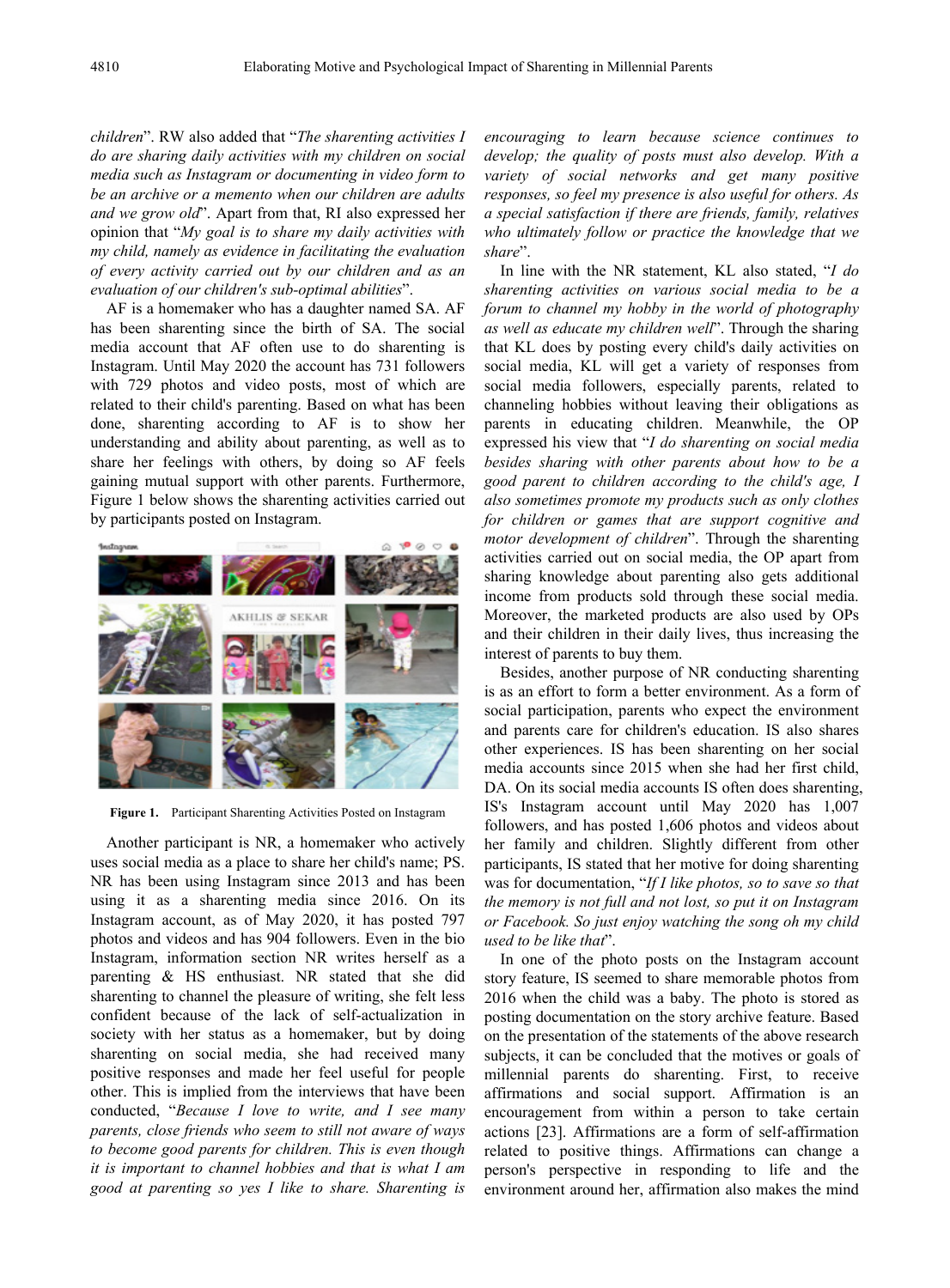children". RW also added that "*The sharenting activities I do are sharing daily activities with my children on social media such as Instagram or documenting in video form to be an archive or a memento when our children are adults and we grow old*". Apart from that, RI also expressed her opinion that "*My goal is to share my daily activities with my child, namely as evidence in facilitating the evaluation of every activity carried out by our children and as an evaluation of our children's sub-optimal abilities*".

AF is a homemaker who has a daughter named SA. AF has been sharenting since the birth of SA. The social media account that AF often use to do sharenting is Instagram. Until May 2020 the account has 731 followers with 729 photos and video posts, most of which are related to their child's parenting. Based on what has been done, sharenting according to AF is to show her understanding and ability about parenting, as well as to share her feelings with others, by doing so AF feels gaining mutual support with other parents. Furthermore, Figure 1 below shows the sharenting activities carried out by participants posted on Instagram.

**Figure 1.** Participant Sharenting Activities Posted on Instagram

Another participant is NR, a homemaker who actively uses social media as a place to share her child's name; PS. NR has been using Instagram since 2013 and has been using it as a sharenting media since 2016. On its Instagram account, as of May 2020, it has posted 797 photos and videos and has 904 followers. Even in the bio Instagram, information section NR writes herself as a parenting & HS enthusiast. NR stated that she did sharenting to channel the pleasure of writing, she felt less confident because of the lack of self-actualization in society with her status as a homemaker, but by doing sharenting on social media, she had received many positive responses and made her feel useful for people other. This is implied from the interviews that have been conducted, "*Because I love to write, and I see many parents, close friends who seem to still not aware of ways to become good parents for children. This is even though it is important to channel hobbies and that is what I am good at parenting so yes I like to share. Sharenting is encouraging to learn because science continues to develop; the quality of posts must also develop. With a variety of social networks and get many positive responses, so feel my presence is also useful for others. As a special satisfaction if there are friends, family, relatives who ultimately follow or practice the knowledge that we share*".

In line with the NR statement, KL also stated, "*I do sharenting activities on various social media to be a forum to channel my hobby in the world of photography as well as educate my children well*". Through the sharing that KL does by posting every child's daily activities on social media, KL will get a variety of responses from social media followers, especially parents, related to channeling hobbies without leaving their obligations as parents in educating children. Meanwhile, the OP expressed his view that "*I do sharenting on social media besides sharing with other parents about how to be a good parent to children according to the child's age, I also sometimes promote my products such as only clothes for children or games that are support cognitive and motor development of children*". Through the sharenting activities carried out on social media, the OP apart from sharing knowledge about parenting also gets additional income from products sold through these social media. Moreover, the marketed products are also used by OPs and their children in their daily lives, thus increasing the interest of parents to buy them.

Besides, another purpose of NR conducting sharenting is as an effort to form a better environment. As a form of social participation, parents who expect the environment and parents care for children's education. IS also shares other experiences. IS has been sharenting on her social media accounts since 2015 when she had her first child, DA. On its social media accounts IS often does sharenting, IS's Instagram account until May 2020 has 1,007 followers, and has posted 1,606 photos and videos about her family and children. Slightly different from other participants, IS stated that her motive for doing sharenting was for documentation, "*If I like photos, so to save so that the memory is not full and not lost, so put it on Instagram or Facebook. So just enjoy watching the song oh my child used to be like that*".

In one of the photo posts on the Instagram account story feature, IS seemed to share memorable photos from 2016 when the child was a baby. The photo is stored as posting documentation on the story archive feature. Based on the presentation of the statements of the above research subjects, it can be concluded that the motives or goals of millennial parents do sharenting. First, to receive affirmations and social support. Affirmation is an encouragement from within a person to take certain actions [23]. Affirmations are a form of self-affirmation related to positive things. Affirmations can change a person's perspective in responding to life and the environment around her, affirmation also makes the mind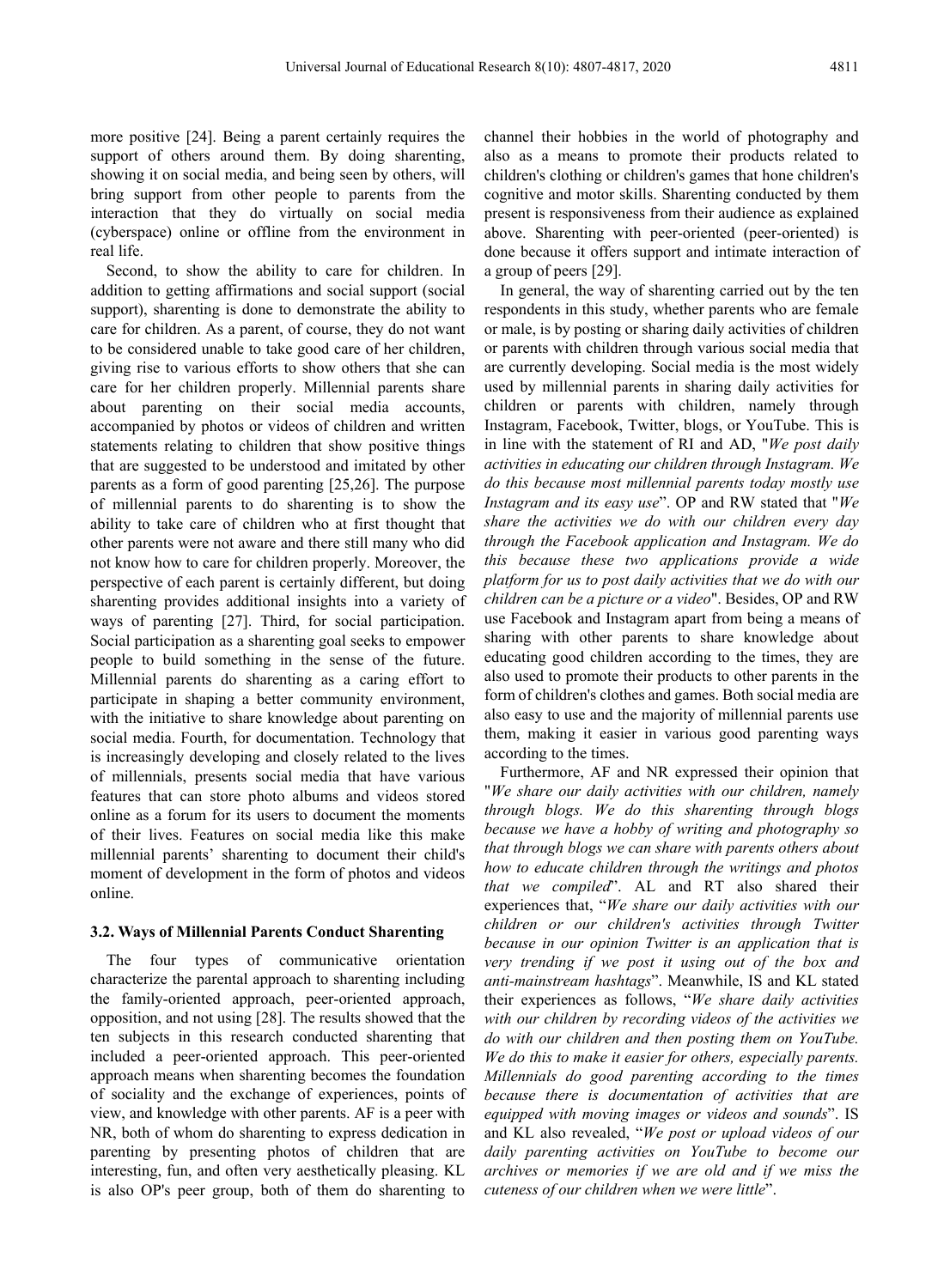more positive [24]. Being a parent certainly requires the support of others around them. By doing sharenting, showing it on social media, and being seen by others, will bring support from other people to parents from the interaction that they do virtually on social media (cyberspace) online or offline from the environment in real life.

Second, to show the ability to care for children. In addition to getting affirmations and social support (social support), sharenting is done to demonstrate the ability to care for children. As a parent, of course, they do not want to be considered unable to take good care of her children, giving rise to various efforts to show others that she can care for her children properly. Millennial parents share about parenting on their social media accounts, accompanied by photos or videos of children and written statements relating to children that show positive things that are suggested to be understood and imitated by other parents as a form of good parenting [25,26]. The purpose of millennial parents to do sharenting is to show the ability to take care of children who at first thought that other parents were not aware and there still many who did not know how to care for children properly. Moreover, the perspective of each parent is certainly different, but doing sharenting provides additional insights into a variety of ways of parenting [27]. Third, for social participation. Social participation as a sharenting goal seeks to empower people to build something in the sense of the future. Millennial parents do sharenting as a caring effort to participate in shaping a better community environment, with the initiative to share knowledge about parenting on social media. Fourth, for documentation. Technology that is increasingly developing and closely related to the lives of millennials, presents social media that have various features that can store photo albums and videos stored online as a forum for its users to document the moments of their lives. Features on social media like this make millennial parents' sharenting to document their child's moment of development in the form of photos and videos online.

### 3.2. Ways of Millennial Parents Conduct Sharenting

The four types of communicative orientation characterize the parental approach to sharenting including the family-oriented approach, peer-oriented approach, opposition, and not using [28]. The results showed that the ten subjects in this research conducted sharenting that included a peer-oriented approach. This peer-oriented approach means when sharenting becomes the foundation of sociality and the exchange of experiences, points of view, and knowledge with other parents. AF is a peer with NR, both of whom do sharenting to express dedication in parenting by presenting photos of children that are interesting, fun, and often very aesthetically pleasing. KL is also OP's peer group, both of them do sharenting to channel their hobbies in the world of photography and also as a means to promote their products related to children's clothing or children's games that hone children's cognitive and motor skills. Sharenting conducted by them present is responsiveness from their audience as explained above. Sharenting with peer-oriented (peer-oriented) is done because it offers support and intimate interaction of a group of peers [29].

In general, the way of sharenting carried out by the ten respondents in this study, whether parents who are female or male, is by posting or sharing daily activities of children or parents with children through various social media that are currently developing. Social media is the most widely used by millennial parents in sharing daily activities for children or parents with children, namely through Instagram, Facebook, Twitter, blogs, or YouTube. This is in line with the statement of RI and AD, "*We post daily activities in educating our children through Instagram. We do this because most millennial parents today mostly use Instagram and its easy use*". OP and RW stated that "*We share the activities we do with our children every day through the Facebook application and Instagram. We do this because these two applications provide a wide platform for us to post daily activities that we do with our children can be a picture or a video*". Besides, OP and RW use Facebook and Instagram apart from being a means of sharing with other parents to share knowledge about educating good children according to the times, they are also used to promote their products to other parents in the form of children's clothes and games. Both social media are also easy to use and the majority of millennial parents use them, making it easier in various good parenting ways according to the times.

Furthermore, AF and NR expressed their opinion that "*We share our daily activities with our children, namely through blogs. We do this sharenting through blogs because we have a hobby of writing and photography so that through blogs we can share with parents others about how to educate children through the writings and photos that we compiled*". AL and RT also shared their experiences that, "*We share our daily activities with our children or our children's activities through Twitter because in our opinion Twitter is an application that is very trending if we post it using out of the box and anti-mainstream hashtags*". Meanwhile, IS and KL stated their experiences as follows, "*We share daily activities with our children by recording videos of the activities we do with our children and then posting them on YouTube. We do this to make it easier for others, especially parents. Millennials do good parenting according to the times because there is documentation of activities that are equipped with moving images or videos and sounds*". IS and KL also revealed, "*We post or upload videos of our daily parenting activities on YouTube to become our archives or memories if we are old and if we miss the cuteness of our children when we were little*".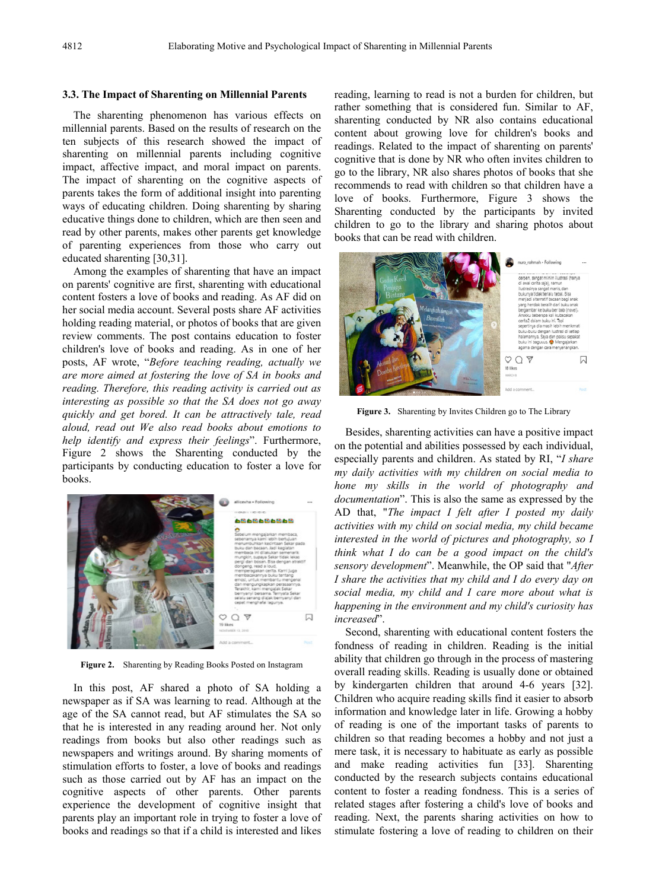### 3.3. The Impact of Sharenting on Millennial Parents

The sharenting phenomenon has various effects on millennial parents. Based on the results of research on the ten subjects of this research showed the impact of sharenting on millennial parents including cognitive impact, affective impact, and moral impact on parents. The impact of sharenting on the cognitive aspects of parents takes the form of additional insight into parenting ways of educating children. Doing sharenting by sharing educative things done to children, which are then seen and read by other parents, makes other parents get knowledge of parenting experiences from those who carry out educated sharenting [30,31].

Among the examples of sharenting that have an impact on parents' cognitive are first, sharenting with educational content fosters a love of books and reading. As AF did on her social media account. Several posts share AF activities holding reading material, or photos of books that are given review comments. The post contains education to foster children's love of books and reading. As in one of her posts, AF wrote, "*Before teaching reading, actually we are more aimed at fostering the love of SA in books and reading. Therefore, this reading activity is carried out as interesting as possible so that the SA does not go away quickly and get bored. It can be attractively tale, read aloud, read out We also read books about emotions to help identify and express their feelings*". Furthermore, Figure 2 shows the Sharenting conducted by the participants by conducting education to foster a love for books.

**Figure 2.** Sharenting by Reading Books Posted on Instagram

In this post, AF shared a photo of SA holding a newspaper as if SA was learning to read. Although at the age of the SA cannot read, but AF stimulates the SA so that he is interested in any reading around her. Not only readings from books but also other readings such as newspapers and writings around. By sharing moments of stimulation efforts to foster, a love of books and readings such as those carried out by AF has an impact on the cognitive aspects of other parents. Other parents experience the development of cognitive insight that parents play an important role in trying to foster a love of books and readings so that if a child is interested and likes reading, learning to read is not a burden for children, but rather something that is considered fun. Similar to AF, sharenting conducted by NR also contains educational content about growing love for children's books and readings. Related to the impact of sharenting on parents' cognitive that is done by NR who often invites children to go to the library, NR also shares photos of books that she recommends to read with children so that children have a love of books. Furthermore, Figure 3 shows the Sharenting conducted by the participants by invited children to go to the library and sharing photos about books that can be read with children.

**Figure 3.** Sharenting by Invites Children go to The Library

Besides, sharenting activities can have a positive impact on the potential and abilities possessed by each individual, especially parents and children. As stated by RI, "*I share my daily activities with my children on social media to hone my skills in the world of photography and documentation*". This is also the same as expressed by the AD that, "*The impact I felt after I posted my daily activities with my child on social media, my child became interested in the world of pictures and photography, so I think what I do can be a good impact on the child's sensory development*". Meanwhile, the OP said that "*After I share the activities that my child and I do every day on social media, my child and I care more about what is happening in the environment and my child's curiosity has increased*".

Second, sharenting with educational content fosters the fondness of reading in children. Reading is the initial ability that children go through in the process of mastering overall reading skills. Reading is usually done or obtained by kindergarten children that around 4-6 years [32]. Children who acquire reading skills find it easier to absorb information and knowledge later in life. Growing a hobby of reading is one of the important tasks of parents to children so that reading becomes a hobby and not just a mere task, it is necessary to habituate as early as possible and make reading activities fun [33]. Sharenting conducted by the research subjects contains educational content to foster a reading fondness. This is a series of related stages after fostering a child's love of books and reading. Next, the parents sharing activities on how to stimulate fostering a love of reading to children on their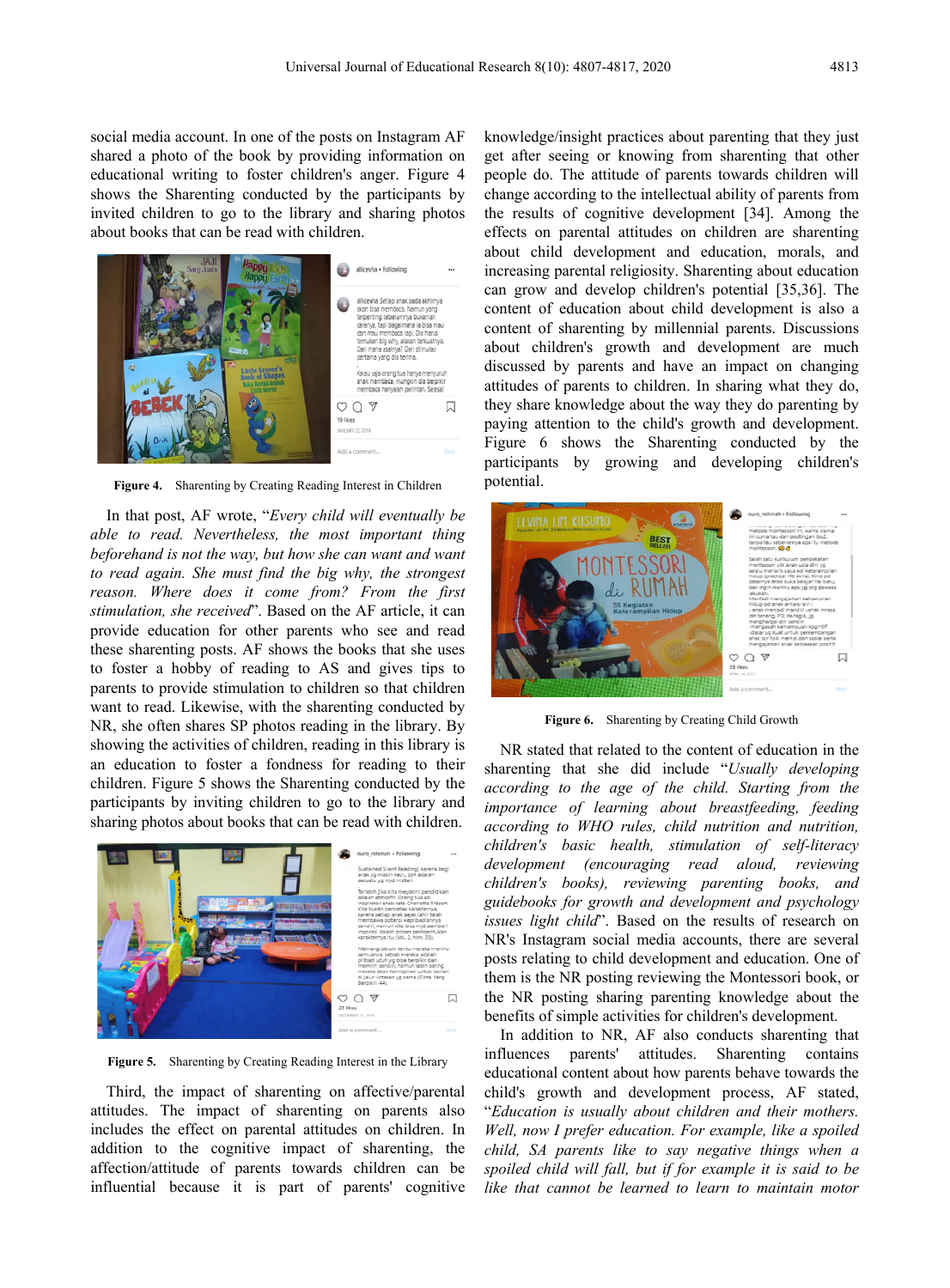social media account. In one of the posts on Instagram AF shared a photo of the book by providing information on educational writing to foster children's anger. Figure 4 shows the Sharenting conducted by the participants by invited children to go to the library and sharing photos about books that can be read with children.

**Figure 4.** Sharenting by Creating Reading Interest in Children

In that post, AF wrote, "*Every child will eventually be able to read. Nevertheless, the most important thing beforehand is not the way, but how she can want and want to read again. She must find the big why, the strongest reason. Where does it come from? From the first stimulation, she received*". Based on the AF article, it can provide education for other parents who see and read these sharenting posts. AF shows the books that she uses to foster a hobby of reading to AS and gives tips to parents to provide stimulation to children so that children want to read. Likewise, with the sharenting conducted by NR, she often shares SP photos reading in the library. By showing the activities of children, reading in this library is an education to foster a fondness for reading to their children. Figure 5 shows the Sharenting conducted by the participants by inviting children to go to the library and sharing photos about books that can be read with children.

**Figure 5.** Sharenting by Creating Reading Interest in the Library

Third, the impact of sharenting on affective/parental attitudes. The impact of sharenting on parents also includes the effect on parental attitudes on children. In addition to the cognitive impact of sharenting, the affection/attitude of parents towards children can be influential because it is part of parents' cognitive knowledge/insight practices about parenting that they just get after seeing or knowing from sharenting that other people do. The attitude of parents towards children will change according to the intellectual ability of parents from the results of cognitive development [34]. Among the effects on parental attitudes on children are sharenting about child development and education, morals, and increasing parental religiosity. Sharenting about education can grow and develop children's potential [35,36]. The content of education about child development is also a content of sharenting by millennial parents. Discussions about children's growth and development are much discussed by parents and have an impact on changing attitudes of parents to children. In sharing what they do, they share knowledge about the way they do parenting by paying attention to the child's growth and development. Figure 6 shows the Sharenting conducted by the participants by growing and developing children's potential.

**Figure 6.** Sharenting by Creating Child Growth

NR stated that related to the content of education in the sharenting that she did include "*Usually developing according to the age of the child. Starting from the importance of learning about breastfeeding, feeding according to WHO rules, child nutrition and nutrition, children's basic health, stimulation of self-literacy development (encouraging read aloud, reviewing children's books), reviewing parenting books, and guidebooks for growth and development and psychology issues light child*". Based on the results of research on NR's Instagram social media accounts, there are several posts relating to child development and education. One of them is the NR posting reviewing the Montessori book, or the NR posting sharing parenting knowledge about the benefits of simple activities for children's development.

In addition to NR, AF also conducts sharenting that influences parents' attitudes. Sharenting contains educational content about how parents behave towards the child's growth and development process, AF stated, "*Education is usually about children and their mothers. Well, now I prefer education. For example, like a spoiled child, SA parents like to say negative things when a spoiled child will fall, but if for example it is said to be like that cannot be learned to learn to maintain motor*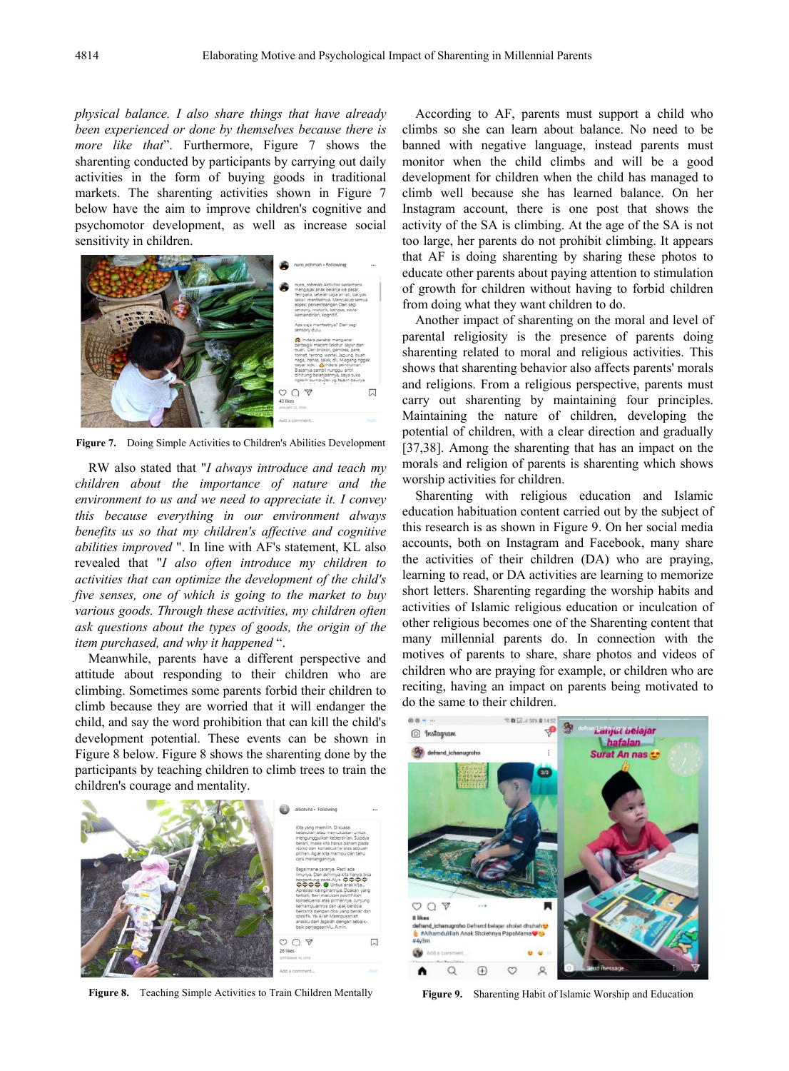*physical balance. I also share things that have already been experienced or done by themselves because there is more like that*". Furthermore, Figure 7 shows the sharenting conducted by participants by carrying out daily activities in the form of buying goods in traditional markets. The sharenting activities shown in Figure 7 below have the aim to improve children's cognitive and psychomotor development, as well as increase social sensitivity in children.

**Figure 7.** Doing Simple Activities to Children's Abilities Development

RW also stated that "*I always introduce and teach my children about the importance of nature and the environment to us and we need to appreciate it. I convey this because everything in our environment always benefits us so that my children's affective and cognitive abilities improved* ". In line with AF's statement, KL also revealed that "*I also often introduce my children to activities that can optimize the development of the child's five senses, one of which is going to the market to buy various goods. Through these activities, my children often ask questions about the types of goods, the origin of the item purchased, and why it happened* ".

Meanwhile, parents have a different perspective and attitude about responding to their children who are climbing. Sometimes some parents forbid their children to climb because they are worried that it will endanger the child, and say the word prohibition that can kill the child's development potential. These events can be shown in Figure 8 below. Figure 8 shows the sharenting done by the participants by teaching children to climb trees to train the children's courage and mentality.

**Figure 8.** Teaching Simple Activities to Train Children Mentally

According to AF, parents must support a child who climbs so she can learn about balance. No need to be banned with negative language, instead parents must monitor when the child climbs and will be a good development for children when the child has managed to climb well because she has learned balance. On her Instagram account, there is one post that shows the activity of the SA is climbing. At the age of the SA is not too large, her parents do not prohibit climbing. It appears that AF is doing sharenting by sharing these photos to educate other parents about paying attention to stimulation of growth for children without having to forbid children from doing what they want children to do.

Another impact of sharenting on the moral and level of parental religiosity is the presence of parents doing sharenting related to moral and religious activities. This shows that sharenting behavior also affects parents' morals and religions. From a religious perspective, parents must carry out sharenting by maintaining four principles. Maintaining the nature of children, developing the potential of children, with a clear direction and gradually [37,38]. Among the sharenting that has an impact on the morals and religion of parents is sharenting which shows worship activities for children.

Sharenting with religious education and Islamic education habituation content carried out by the subject of this research is as shown in Figure 9. On her social media accounts, both on Instagram and Facebook, many share the activities of their children (DA) who are praying, learning to read, or DA activities are learning to memorize short letters. Sharenting regarding the worship habits and activities of Islamic religious education or inculcation of other religious becomes one of the Sharenting content that many millennial parents do. In connection with the motives of parents to share, share photos and videos of children who are praying for example, or children who are reciting, having an impact on parents being motivated to do the same to their children.

**Figure 9.** Sharenting Habit of Islamic Worship and Education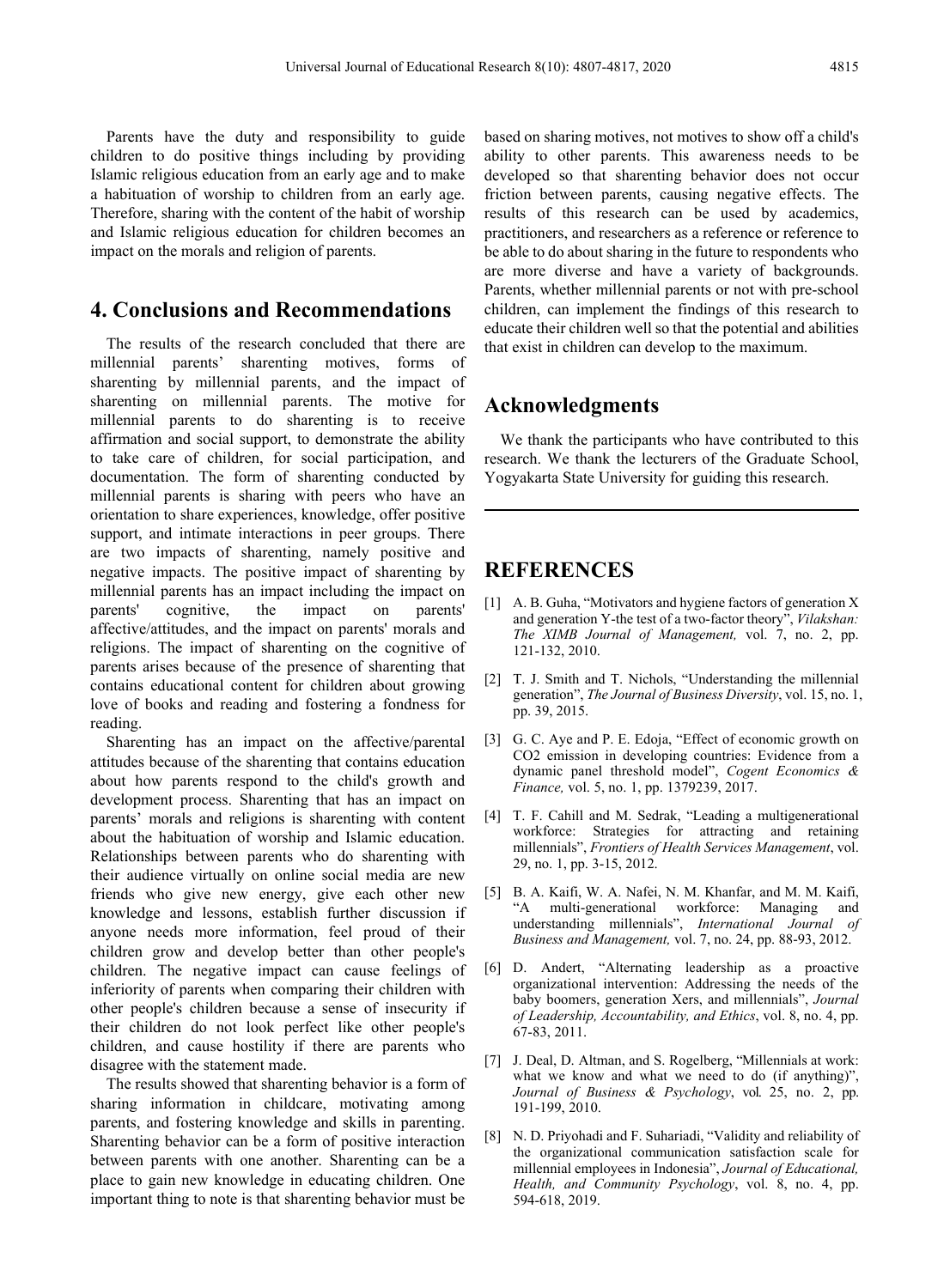Parents have the duty and responsibility to guide children to do positive things including by providing Islamic religious education from an early age and to make a habituation of worship to children from an early age. Therefore, sharing with the content of the habit of worship and Islamic religious education for children becomes an impact on the morals and religion of parents.

## 4. Conclusions and Recommendations

The results of the research concluded that there are millennial parents' sharenting motives, forms of sharenting by millennial parents, and the impact of sharenting on millennial parents. The motive for millennial parents to do sharenting is to receive affirmation and social support, to demonstrate the ability to take care of children, for social participation, and documentation. The form of sharenting conducted by millennial parents is sharing with peers who have an orientation to share experiences, knowledge, offer positive support, and intimate interactions in peer groups. There are two impacts of sharenting, namely positive and negative impacts. The positive impact of sharenting by millennial parents has an impact including the impact on parents' cognitive, the impact on parents' affective/attitudes, and the impact on parents' morals and religions. The impact of sharenting on the cognitive of parents arises because of the presence of sharenting that contains educational content for children about growing love of books and reading and fostering a fondness for reading.

Sharenting has an impact on the affective/parental attitudes because of the sharenting that contains education about how parents respond to the child's growth and development process. Sharenting that has an impact on parents' morals and religions is sharenting with content about the habituation of worship and Islamic education. Relationships between parents who do sharenting with their audience virtually on online social media are new friends who give new energy, give each other new knowledge and lessons, establish further discussion if anyone needs more information, feel proud of their children grow and develop better than other people's children. The negative impact can cause feelings of inferiority of parents when comparing their children with other people's children because a sense of insecurity if their children do not look perfect like other people's children, and cause hostility if there are parents who disagree with the statement made.

The results showed that sharenting behavior is a form of sharing information in childcare, motivating among parents, and fostering knowledge and skills in parenting. Sharenting behavior can be a form of positive interaction between parents with one another. Sharenting can be a place to gain new knowledge in educating children. One important thing to note is that sharenting behavior must be based on sharing motives, not motives to show off a child's ability to other parents. This awareness needs to be developed so that sharenting behavior does not occur friction between parents, causing negative effects. The results of this research can be used by academics, practitioners, and researchers as a reference or reference to be able to do about sharing in the future to respondents who are more diverse and have a variety of backgrounds. Parents, whether millennial parents or not with pre-school children, can implement the findings of this research to educate their children well so that the potential and abilities that exist in children can develop to the maximum.

## Acknowledgments

We thank the participants who have contributed to this research. We thank the lecturers of the Graduate School, Yogyakarta State University for guiding this research.

## REFERENCES

[1] A. B. Guha, "Motivators and hygiene factors of generation X and generation Y-the test of a two-factor theory", *Vilakshan: The XIMB Journal of Management,* vol. 7, no. 2, pp. 121-132, 2010.

[2] T. J. Smith and T. Nichols, "Understanding the millennial generation", *The Journal of Business Diversity*, vol. 15, no. 1, pp. 39, 2015.

[3] G. C. Aye and P. E. Edoja, "Effect of economic growth on CO2 emission in developing countries: Evidence from a dynamic panel threshold model", *Cogent Economics & Finance,* vol. 5, no. 1, pp. 1379239, 2017.

[4] T. F. Cahill and M. Sedrak, "Leading a multigenerational workforce: Strategies for attracting and retaining millennials", *Frontiers of Health Services Management*, vol. 29, no. 1, pp. 3-15, 2012.

[5] B. A. Kaifi, W. A. Nafei, N. M. Khanfar, and M. M. Kaifi, "A multi-generational workforce: Managing and understanding millennials", *International Journal of Business and Management,* vol. 7, no. 24, pp. 88-93, 2012.

[6] D. Andert, "Alternating leadership as a proactive organizational intervention: Addressing the needs of the baby boomers, generation Xers, and millennials", *Journal of Leadership, Accountability, and Ethics*, vol. 8, no. 4, pp. 67-83, 2011.

[7] J. Deal, D. Altman, and S. Rogelberg, "Millennials at work: what we know and what we need to do (if anything)", *Journal of Business & Psychology*, vol. 25, no. 2, pp. 191-199, 2010.

[8] N. D. Priyohadi and F. Suhariadi, "Validity and reliability of the organizational communication satisfaction scale for millennial employees in Indonesia", *Journal of Educational, Health, and Community Psychology*, vol. 8, no. 4, pp. 594-618, 2019.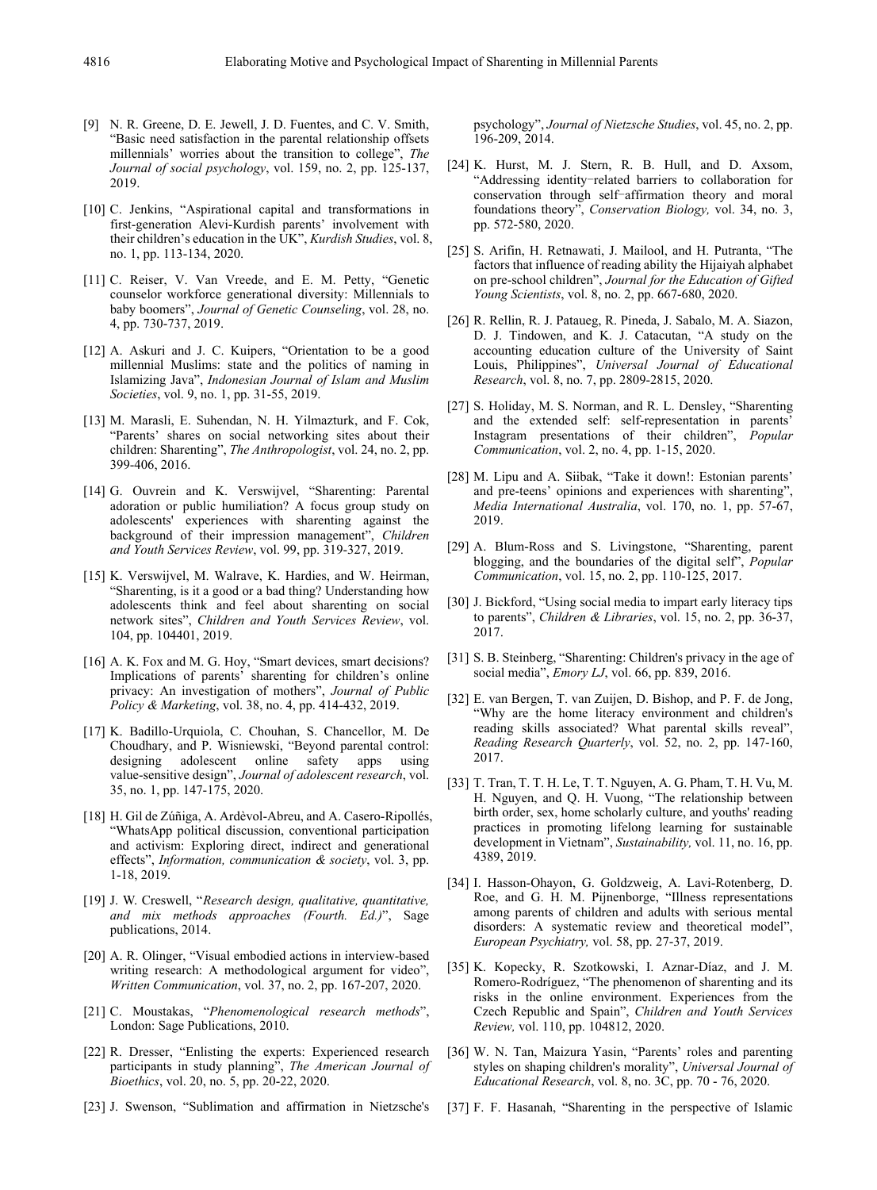[9] N. R. Greene, D. E. Jewell, J. D. Fuentes, and C. V. Smith, "Basic need satisfaction in the parental relationship offsets millennials' worries about the transition to college", *The Journal of social psychology*, vol. 159, no. 2, pp. 125-137, 2019.

[10] C. Jenkins, "Aspirational capital and transformations in first-generation Alevi-Kurdish parents' involvement with their children's education in the UK", *Kurdish Studies*, vol. 8, no. 1, pp. 113-134, 2020.

[11] C. Reiser, V. Van Vreede, and E. M. Petty, "Genetic counselor workforce generational diversity: Millennials to baby boomers", *Journal of Genetic Counseling*, vol. 28, no. 4, pp. 730-737, 2019.

[12] A. Askuri and J. C. Kuipers, "Orientation to be a good millennial Muslims: state and the politics of naming in Islamizing Java", *Indonesian Journal of Islam and Muslim Societies*, vol. 9, no. 1, pp. 31-55, 2019.

[13] M. Marasli, E. Suhendan, N. H. Yilmazturk, and F. Cok, "Parents' shares on social networking sites about their children: Sharenting", *The Anthropologist*, vol. 24, no. 2, pp. 399-406, 2016.

[14] G. Ouvrein and K. Verswijvel, "Sharenting: Parental adoration or public humiliation? A focus group study on adolescents' experiences with sharenting against the background of their impression management", *Children and Youth Services Review*, vol. 99, pp. 319-327, 2019.

[15] K. Verswijvel, M. Walrave, K. Hardies, and W. Heirman, "Sharenting, is it a good or a bad thing? Understanding how adolescents think and feel about sharenting on social network sites", *Children and Youth Services Review*, vol. 104, pp. 104401, 2019.

[16] A. K. Fox and M. G. Hoy, "Smart devices, smart decisions? Implications of parents' sharenting for children's online privacy: An investigation of mothers", *Journal of Public Policy & Marketing*, vol. 38, no. 4, pp. 414-432, 2019.

[17] K. Badillo-Urquiola, C. Chouhan, S. Chancellor, M. De Choudhary, and P. Wisniewski, "Beyond parental control: designing adolescent online safety apps using value-sensitive design", *Journal of adolescent research*, vol. 35, no. 1, pp. 147-175, 2020.

[18] H. Gil de Zúñiga, A. Ardèvol-Abreu, and A. Casero-Ripollés, "WhatsApp political discussion, conventional participation and activism: Exploring direct, indirect and generational effects", *Information, communication & society*, vol. 3, pp. 1-18, 2019.

[19] J. W. Creswell, "*Research design, qualitative, quantitative, and mix methods approaches (Fourth. Ed.)*", Sage publications, 2014.

[20] A. R. Olinger, "Visual embodied actions in interview-based writing research: A methodological argument for video", *Written Communication*, vol. 37, no. 2, pp. 167-207, 2020.

[21] C. Moustakas, "*Phenomenological research methods*", London: Sage Publications, 2010.

[22] R. Dresser, "Enlisting the experts: Experienced research participants in study planning", *The American Journal of Bioethics*, vol. 20, no. 5, pp. 20-22, 2020.

[23] J. Swenson, "Sublimation and affirmation in Nietzsche's psychology", *Journal of Nietzsche Studies*, vol. 45, no. 2, pp. 196-209, 2014.

[24] K. Hurst, M. J. Stern, R. B. Hull, and D. Axsom, "Addressing identity-related barriers to collaboration for conservation through self-affirmation theory and moral foundations theory", *Conservation Biology,* vol. 34, no. 3, pp. 572-580, 2020.

[25] S. Arifin, H. Retnawati, J. Mailool, and H. Putranta, "The factors that influence of reading ability the Hijaiyah alphabet on pre-school children", *Journal for the Education of Gifted Young Scientists*, vol. 8, no. 2, pp. 667-680, 2020.

[26] R. Rellin, R. J. Pataueg, R. Pineda, J. Sabalo, M. A. Siazon, D. J. Tindowen, and K. J. Catacutan, "A study on the accounting education culture of the University of Saint Louis, Philippines", *Universal Journal of Educational Research*, vol. 8, no. 7, pp. 2809-2815, 2020.

[27] S. Holiday, M. S. Norman, and R. L. Densley, "Sharenting and the extended self: self-representation in parents' Instagram presentations of their children", *Popular Communication*, vol. 2, no. 4, pp. 1-15, 2020.

[28] M. Lipu and A. Siibak, "Take it down!: Estonian parents' and pre-teens' opinions and experiences with sharenting", *Media International Australia*, vol. 170, no. 1, pp. 57-67, 2019.

[29] A. Blum-Ross and S. Livingstone, "Sharenting, parent blogging, and the boundaries of the digital self", *Popular Communication*, vol. 15, no. 2, pp. 110-125, 2017.

[30] J. Bickford, "Using social media to impart early literacy tips to parents", *Children & Libraries*, vol. 15, no. 2, pp. 36-37, 2017.

[31] S. B. Steinberg, "Sharenting: Children's privacy in the age of social media", *Emory LJ*, vol. 66, pp. 839, 2016.

[32] E. van Bergen, T. van Zuijen, D. Bishop, and P. F. de Jong, "Why are the home literacy environment and children's reading skills associated? What parental skills reveal", *Reading Research Quarterly*, vol. 52, no. 2, pp. 147-160, 2017.

[33] T. Tran, T. T. H. Le, T. T. Nguyen, A. G. Pham, T. H. Vu, M. H. Nguyen, and Q. H. Vuong, "The relationship between birth order, sex, home scholarly culture, and youths' reading practices in promoting lifelong learning for sustainable development in Vietnam", *Sustainability,* vol. 11, no. 16, pp. 4389, 2019.

[34] I. Hasson-Ohayon, G. Goldzweig, A. Lavi-Rotenberg, D. Roe, and G. H. M. Pijnenborge, "Illness representations among parents of children and adults with serious mental disorders: A systematic review and theoretical model", *European Psychiatry,* vol. 58, pp. 27-37, 2019.

[35] K. Kopecky, R. Szotkowski, I. Aznar-Díaz, and J. M. Romero-Rodríguez, "The phenomenon of sharenting and its risks in the online environment. Experiences from the Czech Republic and Spain", *Children and Youth Services Review,* vol. 110, pp. 104812, 2020.

[36] W. N. Tan, Maizura Yasin, "Parents' roles and parenting styles on shaping children's morality", *Universal Journal of Educational Research*, vol. 8, no. 3C, pp. 70 - 76, 2020.

[37] F. F. Hasanah, "Sharenting in the perspective of Islamic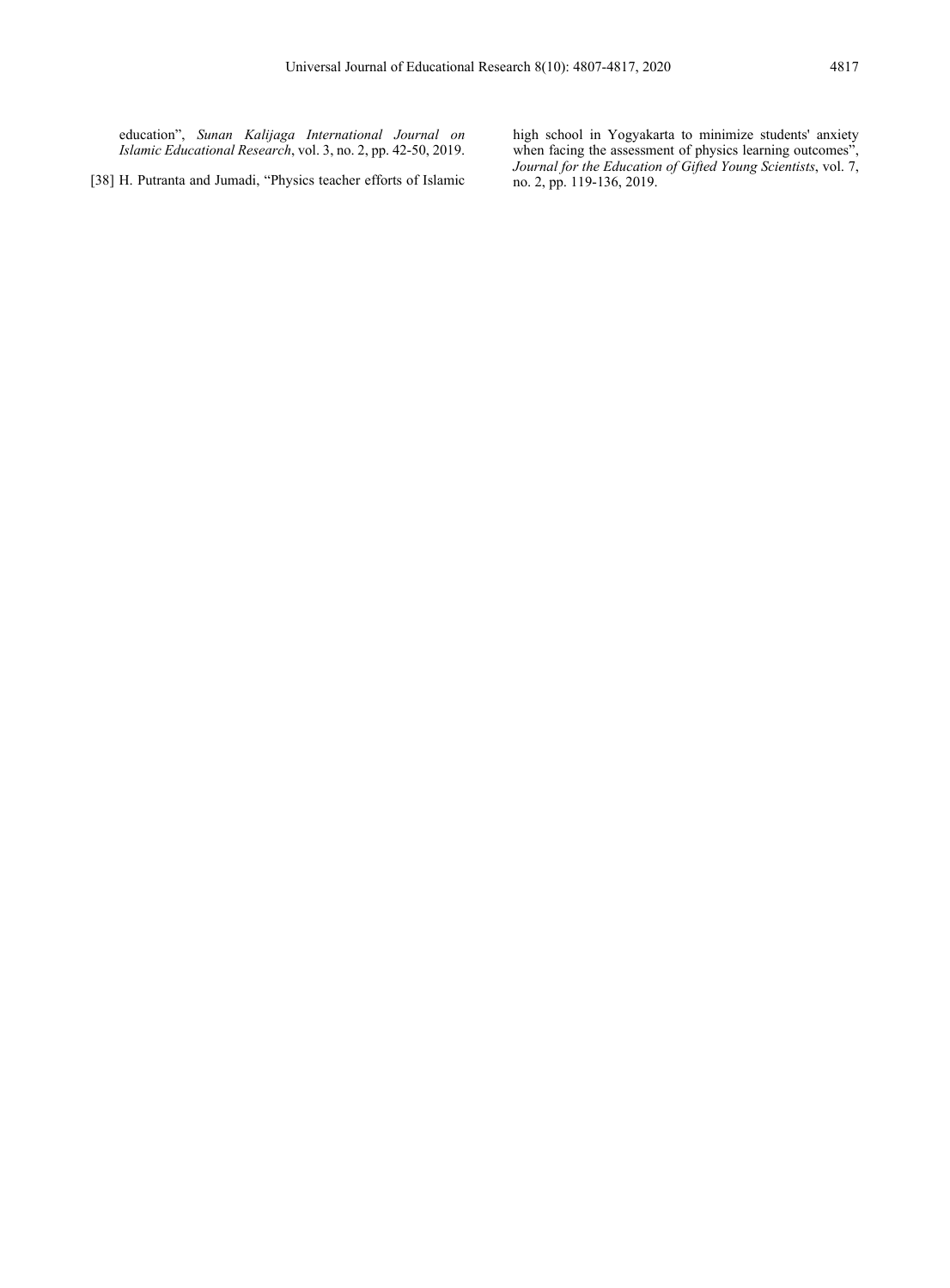education", *Sunan Kalijaga International Journal on Islamic Educational Research*, vol. 3, no. 2, pp. 42-50, 2019.

[38] H. Putranta and Jumadi, "Physics teacher efforts of Islamic high school in Yogyakarta to minimize students' anxiety when facing the assessment of physics learning outcomes", *Journal for the Education of Gifted Young Scientists*, vol. 7, no. 2, pp. 119-136, 2019.